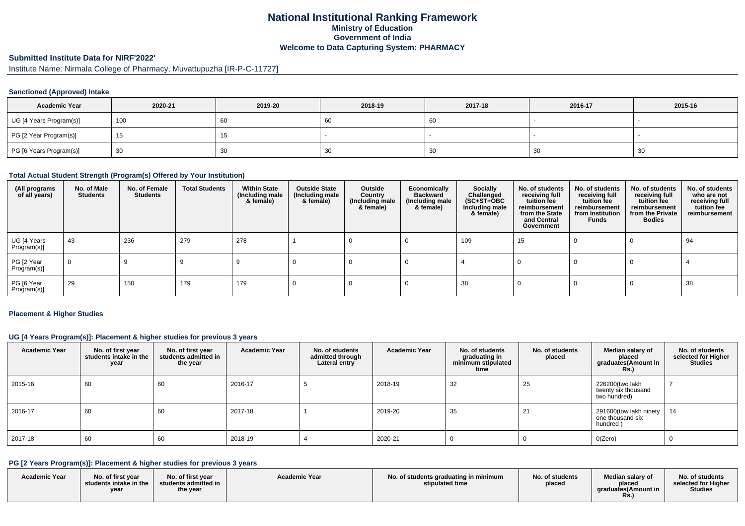# National Institutional Ranking Framework
## Ministry of Education
## Government of India
## Welcome to Data Capturing System: PHARMACY

### Submitted Institute Data for NIRF'2022'

Institute Name: Nirmala College of Pharmacy, Muvattupuzha [IR-P-C-11727]

#### Sanctioned (Approved) Intake

| Academic Year | 2020-21 | 2019-20 | 2018-19 | 2017-18 | 2016-17 | 2015-16 |
|---|---|---|---|---|---|---|
| UG [4 Years Program(s)] | 100 | 60 | 60 | 60 | - | - |
| PG [2 Year Program(s)] | 15 | 15 | - | - | - | - |
| PG [6 Years Program(s)] | 30 | 30 | 30 | 30 | 30 | 30 |

#### Total Actual Student Strength (Program(s) Offered by Your Institution)

| (All programs of all years) | No. of Male Students | No. of Female Students | Total Students | Within State (Including male & female) | Outside State (Including male & female) | Outside Country (Including male & female) | Economically Backward (Including male & female) | Socially Challenged (SC+ST+OBC Including male & female) | No. of students receiving full tuition fee reimbursement from the State and Central Government | No. of students receiving full tuition fee reimbursement from Institution Funds | No. of students receiving full tuition fee reimbursement from the Private Bodies | No. of students who are not receiving full tuition fee reimbursement |
|---|---|---|---|---|---|---|---|---|---|---|---|---|
| UG [4 Years Program(s)] | 43 | 236 | 279 | 278 | 1 | 0 | 0 | 109 | 15 | 0 | 0 | 94 |
| PG [2 Year Program(s)] | 0 | 9 | 9 | 9 | 0 | 0 | 0 | 4 | 0 | 0 | 0 | 4 |
| PG [6 Year Program(s)] | 29 | 150 | 179 | 179 | 0 | 0 | 0 | 38 | 0 | 0 | 0 | 38 |

#### Placement & Higher Studies

#### UG [4 Years Program(s)]: Placement & higher studies for previous 3 years

| Academic Year | No. of first year students intake in the year | No. of first year students admitted in the year | Academic Year | No. of students admitted through Lateral entry | Academic Year | No. of students graduating in minimum stipulated time | No. of students placed | Median salary of placed graduates(Amount in Rs.) | No. of students selected for Higher Studies |
|---|---|---|---|---|---|---|---|---|---|
| 2015-16 | 60 | 60 | 2016-17 | 5 | 2018-19 | 32 | 25 | 226200(two lakh twenty six thousand two hundred) | 7 |
| 2016-17 | 60 | 60 | 2017-18 | 1 | 2019-20 | 35 | 21 | 291600(tow lakh ninety one thousand six hundred ) | 14 |
| 2017-18 | 60 | 60 | 2018-19 | 4 | 2020-21 | 0 | 0 | 0(Zero) | 0 |

#### PG [2 Years Program(s)]: Placement & higher studies for previous 3 years

| Academic Year | No. of first year students intake in the year | No. of first year students admitted in the year | Academic Year | No. of students graduating in minimum stipulated time | No. of students placed | Median salary of placed graduates(Amount in Rs.) | No. of students selected for Higher Studies |
|---|---|---|---|---|---|---|---|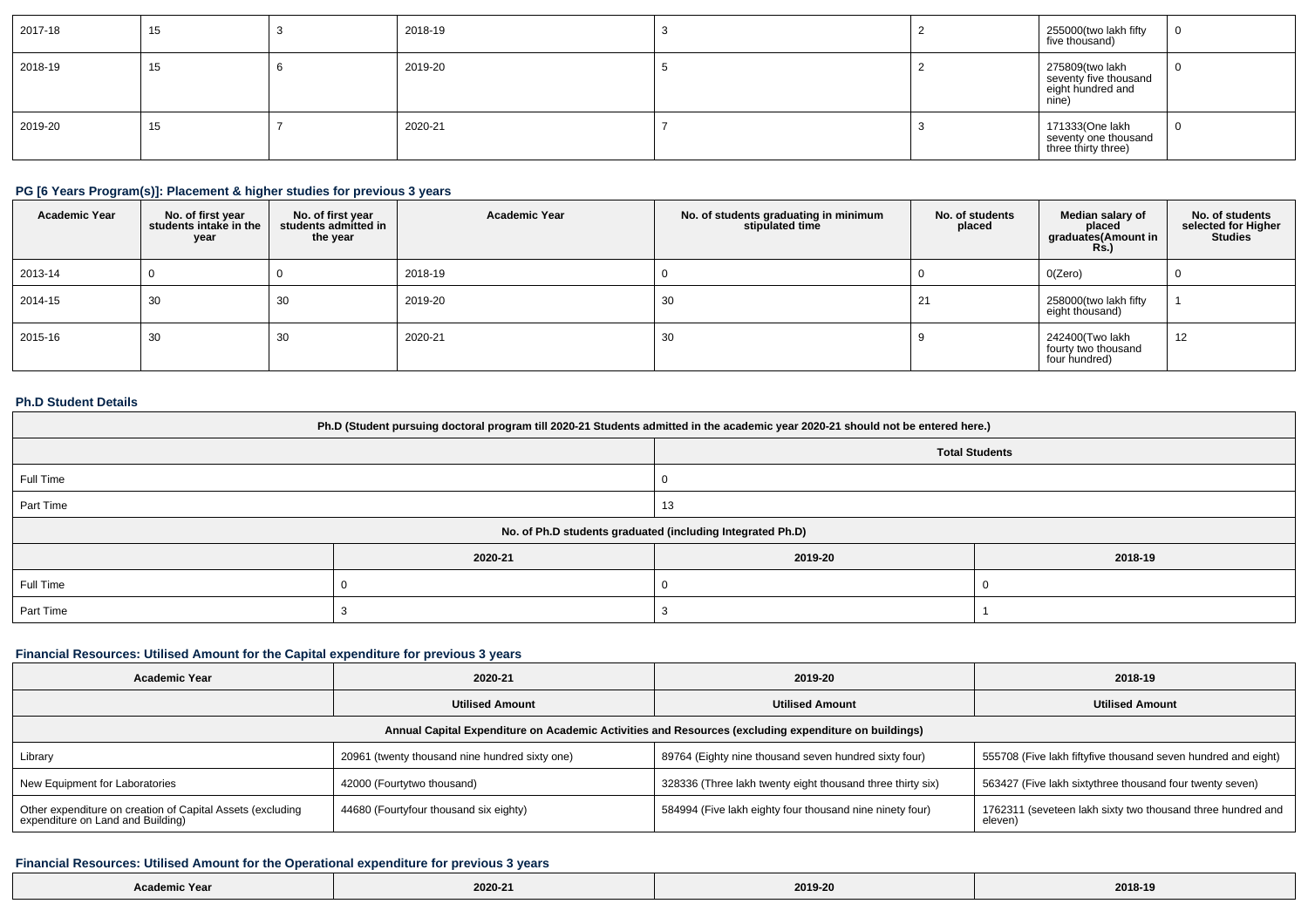| 2017-18 | 15 | 3 | 2018-19 | 3 | 2 | 255000(two lakh fifty five thousand) | 0 |
|---|---|---|---|---|---|---|---|
| 2018-19 | 15 | 6 | 2019-20 | 5 | 2 | 275809(two lakh seventy five thousand eight hundred and nine) | 0 |
| 2019-20 | 15 | 7 | 2020-21 | 7 | 3 | 171333(One lakh seventy one thousand three thirty three) | 0 |

### PG [6 Years Program(s)]: Placement & higher studies for previous 3 years

| Academic Year | No. of first year students intake in the year | No. of first year students admitted in the year | Academic Year | No. of students graduating in minimum stipulated time | No. of students placed | Median salary of placed graduates(Amount in Rs.) | No. of students selected for Higher Studies |
|---|---|---|---|---|---|---|---|
| 2013-14 | 0 | 0 | 2018-19 | 0 | 0 | 0(Zero) | 0 |
| 2014-15 | 30 | 30 | 2019-20 | 30 | 21 | 258000(two lakh fifty eight thousand) | 1 |
| 2015-16 | 30 | 30 | 2020-21 | 30 | 9 | 242400(Two lakh fourty two thousand four hundred) | 12 |

### Ph.D Student Details

| Ph.D (Student pursuing doctoral program till 2020-21 Students admitted in the academic year 2020-21 should not be entered here.) | | |
|---|---|---|
| | Total Students | |
| Full Time | 0 | |
| Part Time | 13 | |
| No. of Ph.D students graduated (including Integrated Ph.D) | | |
| | 2020-21 | 2019-20 | 2018-19 |
| Full Time | 0 | 0 | 0 |
| Part Time | 3 | 3 | 1 |

### Financial Resources: Utilised Amount for the Capital expenditure for previous 3 years

| Academic Year | 2020-21 | 2019-20 | 2018-19 |
|---|---|---|---|
| | Utilised Amount | Utilised Amount | Utilised Amount |
| Annual Capital Expenditure on Academic Activities and Resources (excluding expenditure on buildings) | | | |
| Library | 20961 (twenty thousand nine hundred sixty one) | 89764 (Eighty nine thousand seven hundred sixty four) | 555708 (Five lakh fiftyfive thousand seven hundred and eight) |
| New Equipment for Laboratories | 42000 (Fourtytwo thousand) | 328336 (Three lakh twenty eight thousand three thirty six) | 563427 (Five lakh sixtythree thousand four twenty seven) |
| Other expenditure on creation of Capital Assets (excluding expenditure on Land and Building) | 44680 (Fourtyfour thousand six eighty) | 584994 (Five lakh eighty four thousand nine ninety four) | 1762311 (seveteen lakh sixty two thousand three hundred and eleven) |

### Financial Resources: Utilised Amount for the Operational expenditure for previous 3 years

| Academic Year | 2020-21 | 2019-20 | 2018-19 |
|---|---|---|---|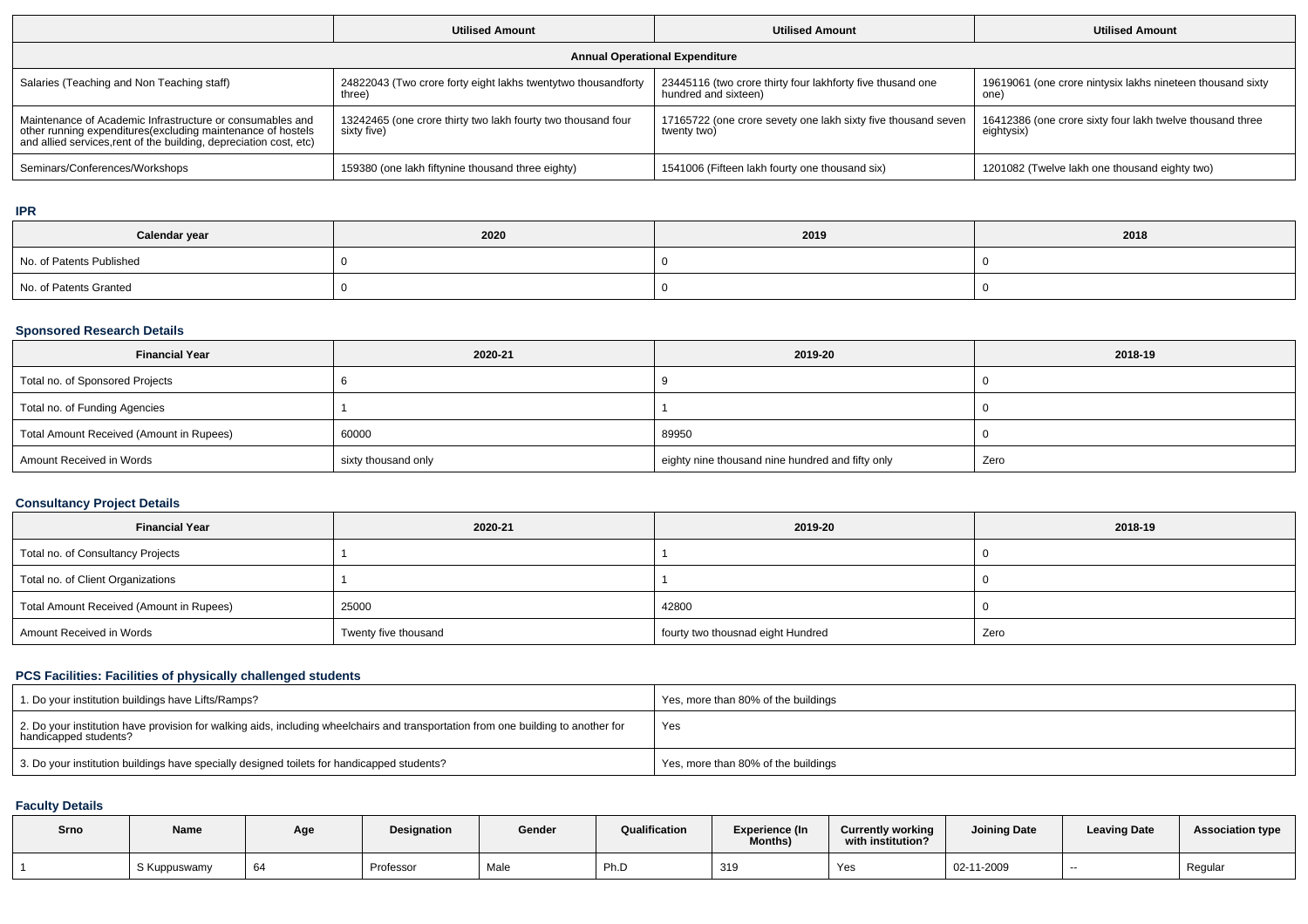|  | Utilised Amount | Utilised Amount | Utilised Amount |
|---|---|---|---|
| **Annual Operational Expenditure** | | | |
| Salaries (Teaching and Non Teaching staff) | 24822043 (Two crore forty eight lakhs twentytwo thousandforty three) | 23445116 (two crore thirty four lakhforty five thusand one hundred and sixteen) | 19619061 (one crore nintysix lakhs nineteen thousand sixty one) |
| Maintenance of Academic Infrastructure or consumables and other running expenditures(excluding maintenance of hostels and allied services,rent of the building, depreciation cost, etc) | 13242465 (one crore thirty two lakh fourty two thousand four sixty five) | 17165722 (one crore sevety one lakh sixty five thousand seven twenty two) | 16412386 (one crore sixty four lakh twelve thousand three eightysix) |
| Seminars/Conferences/Workshops | 159380 (one lakh fiftynine thousand three eighty) | 1541006 (Fifteen lakh fourty one thousand six) | 1201082 (Twelve lakh one thousand eighty two) |

## IPR

| Calendar year | 2020 | 2019 | 2018 |
|---|---|---|---|
| No. of Patents Published | 0 | 0 | 0 |
| No. of Patents Granted | 0 | 0 | 0 |

## Sponsored Research Details

| Financial Year | 2020-21 | 2019-20 | 2018-19 |
|---|---|---|---|
| Total no. of Sponsored Projects | 6 | 9 | 0 |
| Total no. of Funding Agencies | 1 | 1 | 0 |
| Total Amount Received (Amount in Rupees) | 60000 | 89950 | 0 |
| Amount Received in Words | sixty thousand only | eighty nine thousand nine hundred and fifty only | Zero |

## Consultancy Project Details

| Financial Year | 2020-21 | 2019-20 | 2018-19 |
|---|---|---|---|
| Total no. of Consultancy Projects | 1 | 1 | 0 |
| Total no. of Client Organizations | 1 | 1 | 0 |
| Total Amount Received (Amount in Rupees) | 25000 | 42800 | 0 |
| Amount Received in Words | Twenty five thousand | fourty two thousnad eight Hundred | Zero |

## PCS Facilities: Facilities of physically challenged students

| | |
|---|---|
| 1. Do your institution buildings have Lifts/Ramps? | Yes, more than 80% of the buildings |
| 2. Do your institution have provision for walking aids, including wheelchairs and transportation from one building to another for handicapped students? | Yes |
| 3. Do your institution buildings have specially designed toilets for handicapped students? | Yes, more than 80% of the buildings |

## Faculty Details

| Srno | Name | Age | Designation | Gender | Qualification | Experience (In Months) | Currently working with institution? | Joining Date | Leaving Date | Association type |
|---|---|---|---|---|---|---|---|---|---|---|
| 1 | S Kuppuswamy | 64 | Professor | Male | Ph.D | 319 | Yes | 02-11-2009 | -- | Regular |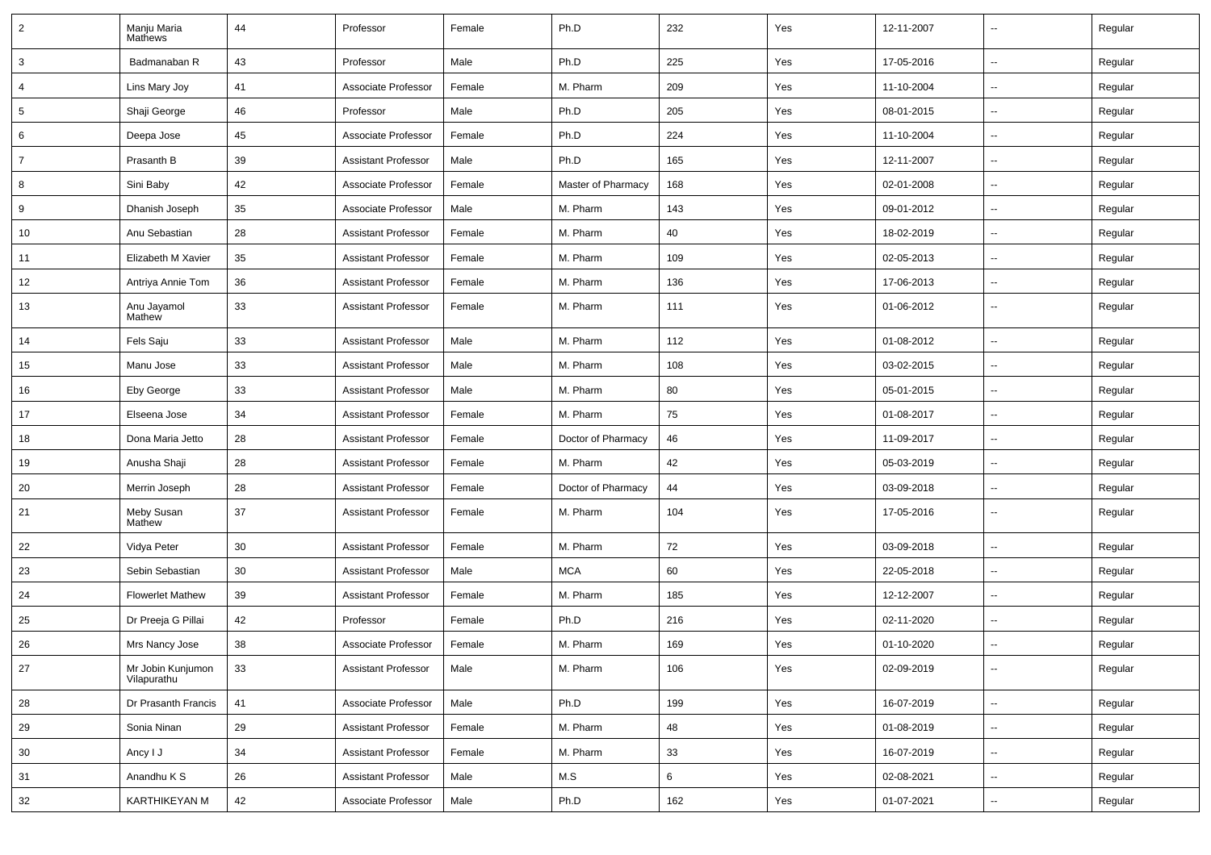| 2 | Manju Maria Mathews | 44 | Professor | Female | Ph.D | 232 | Yes | 12-11-2007 | -- | Regular |
|---|---|---|---|---|---|---|---|---|---|---|
| 3 | Badmanaban R | 43 | Professor | Male | Ph.D | 225 | Yes | 17-05-2016 | -- | Regular |
| 4 | Lins Mary Joy | 41 | Associate Professor | Female | M. Pharm | 209 | Yes | 11-10-2004 | -- | Regular |
| 5 | Shaji George | 46 | Professor | Male | Ph.D | 205 | Yes | 08-01-2015 | -- | Regular |
| 6 | Deepa Jose | 45 | Associate Professor | Female | Ph.D | 224 | Yes | 11-10-2004 | -- | Regular |
| 7 | Prasanth B | 39 | Assistant Professor | Male | Ph.D | 165 | Yes | 12-11-2007 | -- | Regular |
| 8 | Sini Baby | 42 | Associate Professor | Female | Master of Pharmacy | 168 | Yes | 02-01-2008 | -- | Regular |
| 9 | Dhanish Joseph | 35 | Associate Professor | Male | M. Pharm | 143 | Yes | 09-01-2012 | -- | Regular |
| 10 | Anu Sebastian | 28 | Assistant Professor | Female | M. Pharm | 40 | Yes | 18-02-2019 | -- | Regular |
| 11 | Elizabeth M Xavier | 35 | Assistant Professor | Female | M. Pharm | 109 | Yes | 02-05-2013 | -- | Regular |
| 12 | Antriya Annie Tom | 36 | Assistant Professor | Female | M. Pharm | 136 | Yes | 17-06-2013 | -- | Regular |
| 13 | Anu Jayamol Mathew | 33 | Assistant Professor | Female | M. Pharm | 111 | Yes | 01-06-2012 | -- | Regular |
| 14 | Fels Saju | 33 | Assistant Professor | Male | M. Pharm | 112 | Yes | 01-08-2012 | -- | Regular |
| 15 | Manu Jose | 33 | Assistant Professor | Male | M. Pharm | 108 | Yes | 03-02-2015 | -- | Regular |
| 16 | Eby George | 33 | Assistant Professor | Male | M. Pharm | 80 | Yes | 05-01-2015 | -- | Regular |
| 17 | Elseena Jose | 34 | Assistant Professor | Female | M. Pharm | 75 | Yes | 01-08-2017 | -- | Regular |
| 18 | Dona Maria Jetto | 28 | Assistant Professor | Female | Doctor of Pharmacy | 46 | Yes | 11-09-2017 | -- | Regular |
| 19 | Anusha Shaji | 28 | Assistant Professor | Female | M. Pharm | 42 | Yes | 05-03-2019 | -- | Regular |
| 20 | Merrin Joseph | 28 | Assistant Professor | Female | Doctor of Pharmacy | 44 | Yes | 03-09-2018 | -- | Regular |
| 21 | Meby Susan Mathew | 37 | Assistant Professor | Female | M. Pharm | 104 | Yes | 17-05-2016 | -- | Regular |
| 22 | Vidya Peter | 30 | Assistant Professor | Female | M. Pharm | 72 | Yes | 03-09-2018 | -- | Regular |
| 23 | Sebin Sebastian | 30 | Assistant Professor | Male | MCA | 60 | Yes | 22-05-2018 | -- | Regular |
| 24 | Flowerlet Mathew | 39 | Assistant Professor | Female | M. Pharm | 185 | Yes | 12-12-2007 | -- | Regular |
| 25 | Dr Preeja G Pillai | 42 | Professor | Female | Ph.D | 216 | Yes | 02-11-2020 | -- | Regular |
| 26 | Mrs Nancy Jose | 38 | Associate Professor | Female | M. Pharm | 169 | Yes | 01-10-2020 | -- | Regular |
| 27 | Mr Jobin Kunjumon Vilapurathu | 33 | Assistant Professor | Male | M. Pharm | 106 | Yes | 02-09-2019 | -- | Regular |
| 28 | Dr Prasanth Francis | 41 | Associate Professor | Male | Ph.D | 199 | Yes | 16-07-2019 | -- | Regular |
| 29 | Sonia Ninan | 29 | Assistant Professor | Female | M. Pharm | 48 | Yes | 01-08-2019 | -- | Regular |
| 30 | Ancy I J | 34 | Assistant Professor | Female | M. Pharm | 33 | Yes | 16-07-2019 | -- | Regular |
| 31 | Anandhu K S | 26 | Assistant Professor | Male | M.S | 6 | Yes | 02-08-2021 | -- | Regular |
| 32 | KARTHIKEYAN M | 42 | Associate Professor | Male | Ph.D | 162 | Yes | 01-07-2021 | -- | Regular |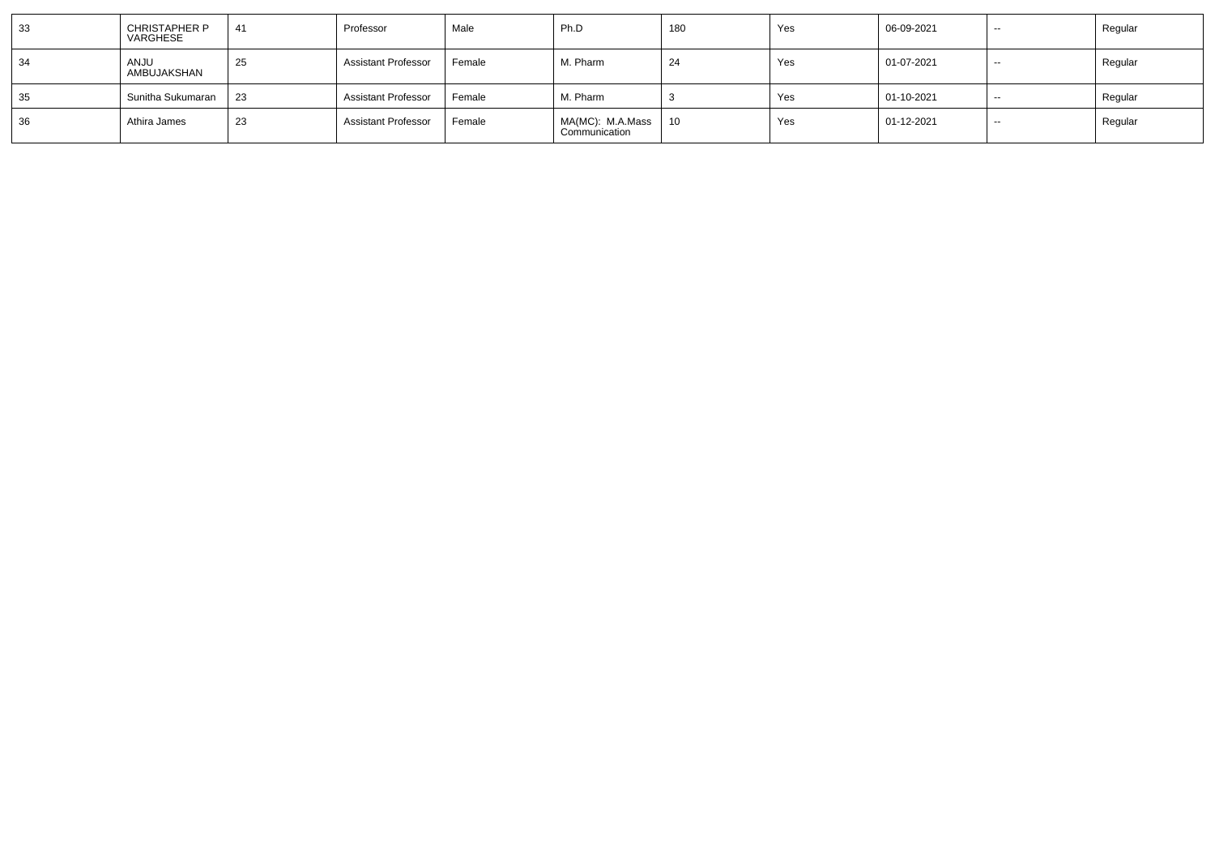| | | | | | | | | | | |
|---|---|---|---|---|---|---|---|---|---|---|
| 33 | CHRISTAPHER P VARGHESE | 41 | Professor | Male | Ph.D | 180 | Yes | 06-09-2021 | -- | Regular |
| 34 | ANJU AMBUJAKSHAN | 25 | Assistant Professor | Female | M. Pharm | 24 | Yes | 01-07-2021 | -- | Regular |
| 35 | Sunitha Sukumaran | 23 | Assistant Professor | Female | M. Pharm | 3 | Yes | 01-10-2021 | -- | Regular |
| 36 | Athira James | 23 | Assistant Professor | Female | MA(MC): M.A.Mass Communication | 10 | Yes | 01-12-2021 | -- | Regular |